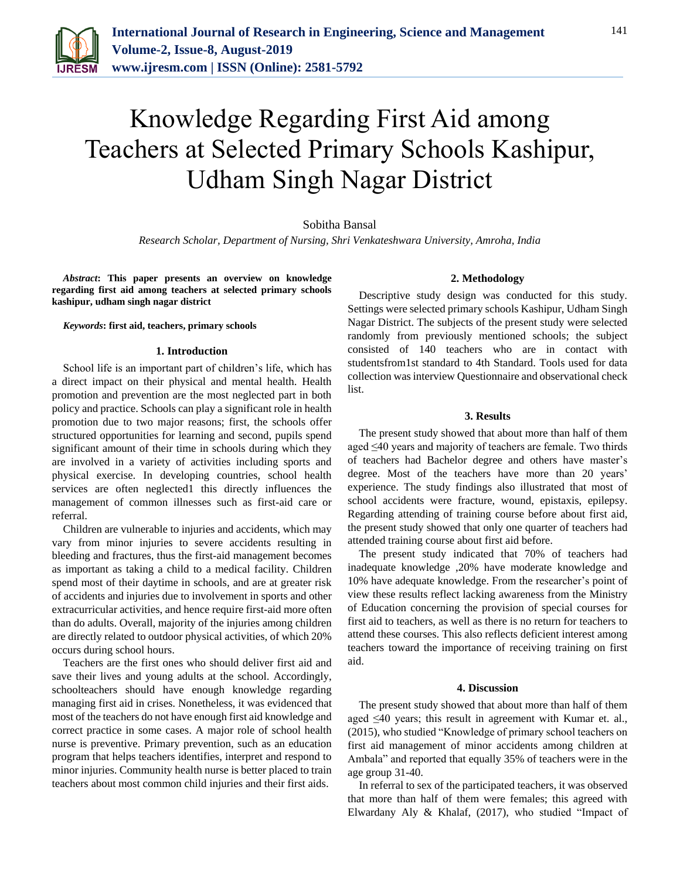# Knowledge Regarding First Aid among Teachers at Selected Primary Schools Kashipur, Udham Singh Nagar District

Sobitha Bansal

*Research Scholar, Department of Nursing, Shri Venkateshwara University, Amroha, India*

***Abstract*: This paper presents an overview on knowledge regarding first aid among teachers at selected primary schools kashipur, udham singh nagar district**

***Keywords*: first aid, teachers, primary schools**

## 1. Introduction

School life is an important part of children's life, which has a direct impact on their physical and mental health. Health promotion and prevention are the most neglected part in both policy and practice. Schools can play a significant role in health promotion due to two major reasons; first, the schools offer structured opportunities for learning and second, pupils spend significant amount of their time in schools during which they are involved in a variety of activities including sports and physical exercise. In developing countries, school health services are often neglected1 this directly influences the management of common illnesses such as first-aid care or referral.

Children are vulnerable to injuries and accidents, which may vary from minor injuries to severe accidents resulting in bleeding and fractures, thus the first-aid management becomes as important as taking a child to a medical facility. Children spend most of their daytime in schools, and are at greater risk of accidents and injuries due to involvement in sports and other extracurricular activities, and hence require first-aid more often than do adults. Overall, majority of the injuries among children are directly related to outdoor physical activities, of which 20% occurs during school hours.

Teachers are the first ones who should deliver first aid and save their lives and young adults at the school. Accordingly, schoolteachers should have enough knowledge regarding managing first aid in crises. Nonetheless, it was evidenced that most of the teachers do not have enough first aid knowledge and correct practice in some cases. A major role of school health nurse is preventive. Primary prevention, such as an education program that helps teachers identifies, interpret and respond to minor injuries. Community health nurse is better placed to train teachers about most common child injuries and their first aids.

## 2. Methodology

Descriptive study design was conducted for this study. Settings were selected primary schools Kashipur, Udham Singh Nagar District. The subjects of the present study were selected randomly from previously mentioned schools; the subject consisted of 140 teachers who are in contact with studentsfrom1st standard to 4th Standard. Tools used for data collection was interview Questionnaire and observational check list.

## 3. Results

The present study showed that about more than half of them aged ≤40 years and majority of teachers are female. Two thirds of teachers had Bachelor degree and others have master's degree. Most of the teachers have more than 20 years' experience. The study findings also illustrated that most of school accidents were fracture, wound, epistaxis, epilepsy. Regarding attending of training course before about first aid, the present study showed that only one quarter of teachers had attended training course about first aid before.

The present study indicated that 70% of teachers had inadequate knowledge ,20% have moderate knowledge and 10% have adequate knowledge. From the researcher's point of view these results reflect lacking awareness from the Ministry of Education concerning the provision of special courses for first aid to teachers, as well as there is no return for teachers to attend these courses. This also reflects deficient interest among teachers toward the importance of receiving training on first aid.

## 4. Discussion

The present study showed that about more than half of them aged ≤40 years; this result in agreement with Kumar et. al., (2015), who studied "Knowledge of primary school teachers on first aid management of minor accidents among children at Ambala" and reported that equally 35% of teachers were in the age group 31-40.

In referral to sex of the participated teachers, it was observed that more than half of them were females; this agreed with Elwardany Aly & Khalaf, (2017), who studied "Impact of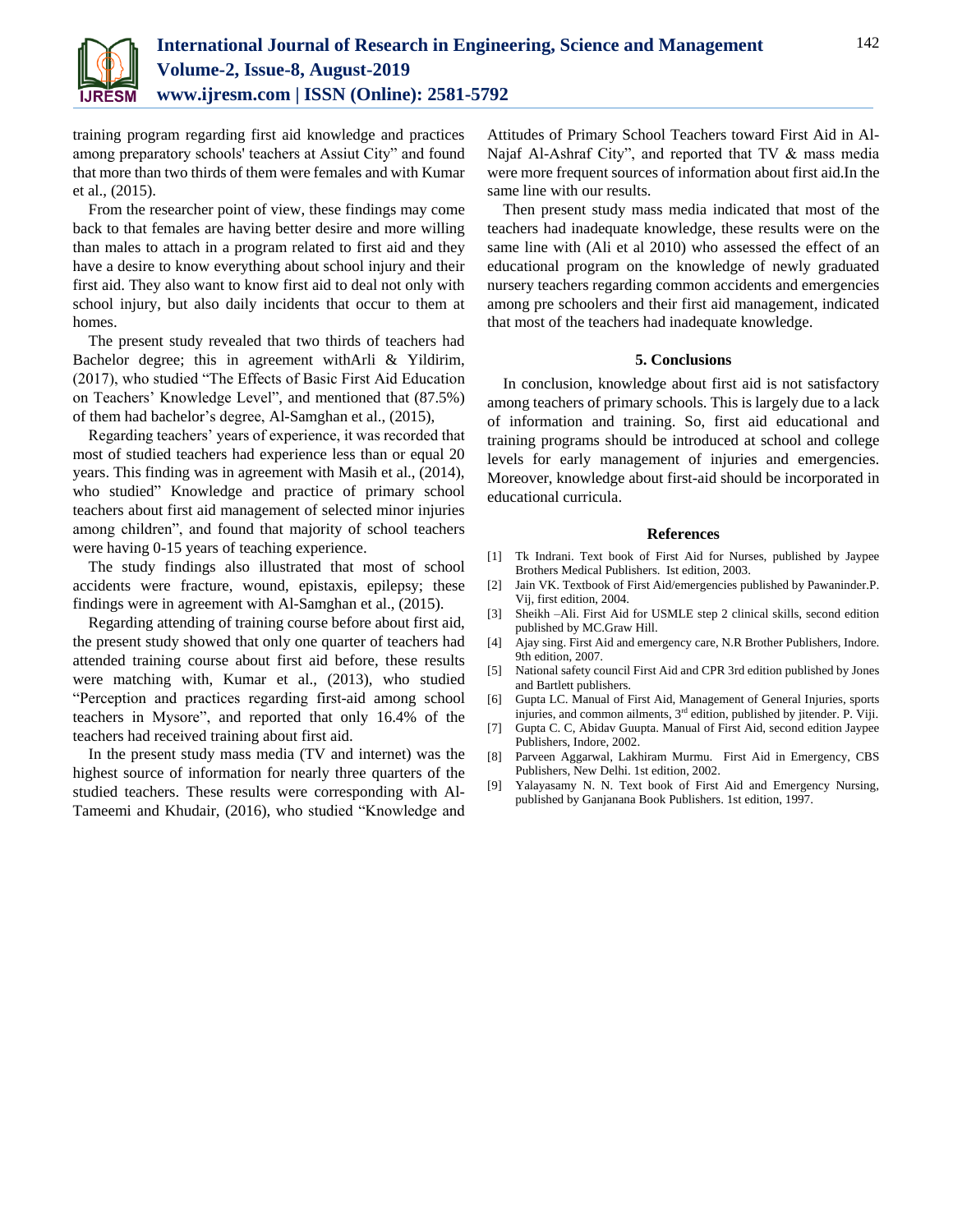training program regarding first aid knowledge and practices among preparatory schools' teachers at Assiut City" and found that more than two thirds of them were females and with Kumar et al., (2015).

From the researcher point of view, these findings may come back to that females are having better desire and more willing than males to attach in a program related to first aid and they have a desire to know everything about school injury and their first aid. They also want to know first aid to deal not only with school injury, but also daily incidents that occur to them at homes.

The present study revealed that two thirds of teachers had Bachelor degree; this in agreement withArli & Yildirim, (2017), who studied "The Effects of Basic First Aid Education on Teachers' Knowledge Level", and mentioned that (87.5%) of them had bachelor's degree, Al-Samghan et al., (2015),

Regarding teachers' years of experience, it was recorded that most of studied teachers had experience less than or equal 20 years. This finding was in agreement with Masih et al., (2014), who studied" Knowledge and practice of primary school teachers about first aid management of selected minor injuries among children", and found that majority of school teachers were having 0-15 years of teaching experience.

The study findings also illustrated that most of school accidents were fracture, wound, epistaxis, epilepsy; these findings were in agreement with Al-Samghan et al., (2015).

Regarding attending of training course before about first aid, the present study showed that only one quarter of teachers had attended training course about first aid before, these results were matching with, Kumar et al., (2013), who studied "Perception and practices regarding first-aid among school teachers in Mysore", and reported that only 16.4% of the teachers had received training about first aid.

In the present study mass media (TV and internet) was the highest source of information for nearly three quarters of the studied teachers. These results were corresponding with Al-Tameemi and Khudair, (2016), who studied "Knowledge and Attitudes of Primary School Teachers toward First Aid in Al-Najaf Al-Ashraf City", and reported that TV & mass media were more frequent sources of information about first aid.In the same line with our results.

Then present study mass media indicated that most of the teachers had inadequate knowledge, these results were on the same line with (Ali et al 2010) who assessed the effect of an educational program on the knowledge of newly graduated nursery teachers regarding common accidents and emergencies among pre schoolers and their first aid management, indicated that most of the teachers had inadequate knowledge.

## 5. Conclusions

In conclusion, knowledge about first aid is not satisfactory among teachers of primary schools. This is largely due to a lack of information and training. So, first aid educational and training programs should be introduced at school and college levels for early management of injuries and emergencies. Moreover, knowledge about first-aid should be incorporated in educational curricula.

## References

[1] Tk Indrani. Text book of First Aid for Nurses, published by Jaypee Brothers Medical Publishers. Ist edition, 2003.
[2] Jain VK. Textbook of First Aid/emergencies published by Pawaninder.P. Vij, first edition, 2004.
[3] Sheikh –Ali. First Aid for USMLE step 2 clinical skills, second edition published by MC.Graw Hill.
[4] Ajay sing. First Aid and emergency care, N.R Brother Publishers, Indore. 9th edition, 2007.
[5] National safety council First Aid and CPR 3rd edition published by Jones and Bartlett publishers.
[6] Gupta LC. Manual of First Aid, Management of General Injuries, sports injuries, and common ailments, 3rd edition, published by jitender. P. Viji.
[7] Gupta C. C, Abidav Guupta. Manual of First Aid, second edition Jaypee Publishers, Indore, 2002.
[8] Parveen Aggarwal, Lakhiram Murmu. First Aid in Emergency, CBS Publishers, New Delhi. 1st edition, 2002.
[9] Yalayasamy N. N. Text book of First Aid and Emergency Nursing, published by Ganjanana Book Publishers. 1st edition, 1997.